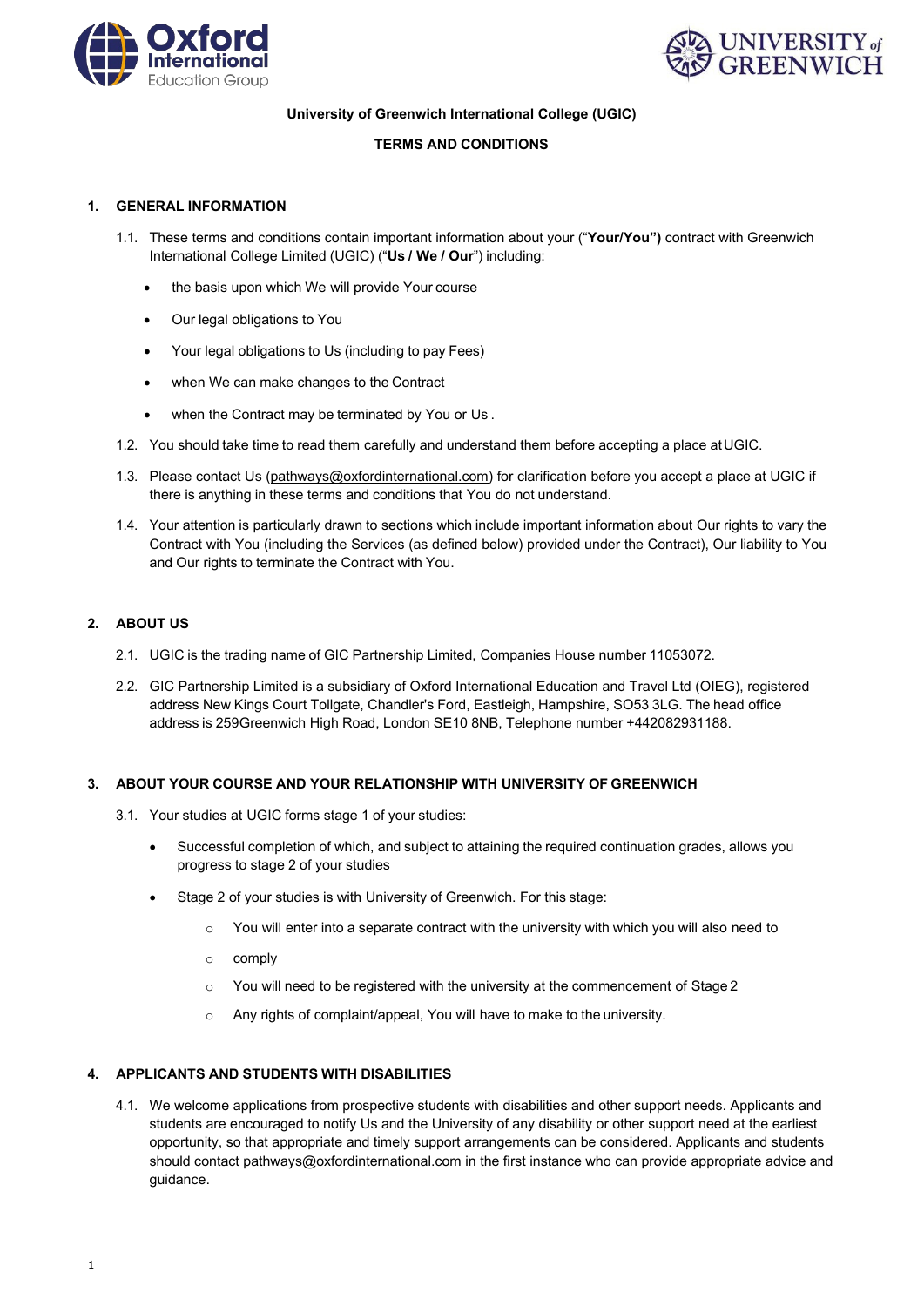**University of Greenwich International College (UGIC)**

**TERMS AND CONDITIONS**

## 1. GENERAL INFORMATION

1.1. These terms and conditions contain important information about your ("**Your/You")** contract with Greenwich International College Limited (UGIC) ("**Us / We / Our**") including:

- the basis upon which We will provide Your course
- Our legal obligations to You
- Your legal obligations to Us (including to pay Fees)
- when We can make changes to the Contract
- when the Contract may be terminated by You or Us .

1.2. You should take time to read them carefully and understand them before accepting a place at UGIC.

1.3. Please contact Us (pathways@oxfordinternational.com) for clarification before you accept a place at UGIC if there is anything in these terms and conditions that You do not understand.

1.4. Your attention is particularly drawn to sections which include important information about Our rights to vary the Contract with You (including the Services (as defined below) provided under the Contract), Our liability to You and Our rights to terminate the Contract with You.

## 2. ABOUT US

2.1. UGIC is the trading name of GIC Partnership Limited, Companies House number 11053072.

2.2. GIC Partnership Limited is a subsidiary of Oxford International Education and Travel Ltd (OIEG), registered address New Kings Court Tollgate, Chandler's Ford, Eastleigh, Hampshire, SO53 3LG. The head office address is 259Greenwich High Road, London SE10 8NB, Telephone number +442082931188.

## 3. ABOUT YOUR COURSE AND YOUR RELATIONSHIP WITH UNIVERSITY OF GREENWICH

3.1. Your studies at UGIC forms stage 1 of your studies:

- Successful completion of which, and subject to attaining the required continuation grades, allows you progress to stage 2 of your studies
- Stage 2 of your studies is with University of Greenwich. For this stage:
  - You will enter into a separate contract with the university with which you will also need to
  - comply
  - You will need to be registered with the university at the commencement of Stage 2
  - Any rights of complaint/appeal, You will have to make to the university.

## 4. APPLICANTS AND STUDENTS WITH DISABILITIES

4.1. We welcome applications from prospective students with disabilities and other support needs. Applicants and students are encouraged to notify Us and the University of any disability or other support need at the earliest opportunity, so that appropriate and timely support arrangements can be considered. Applicants and students should contact pathways@oxfordinternational.com in the first instance who can provide appropriate advice and guidance.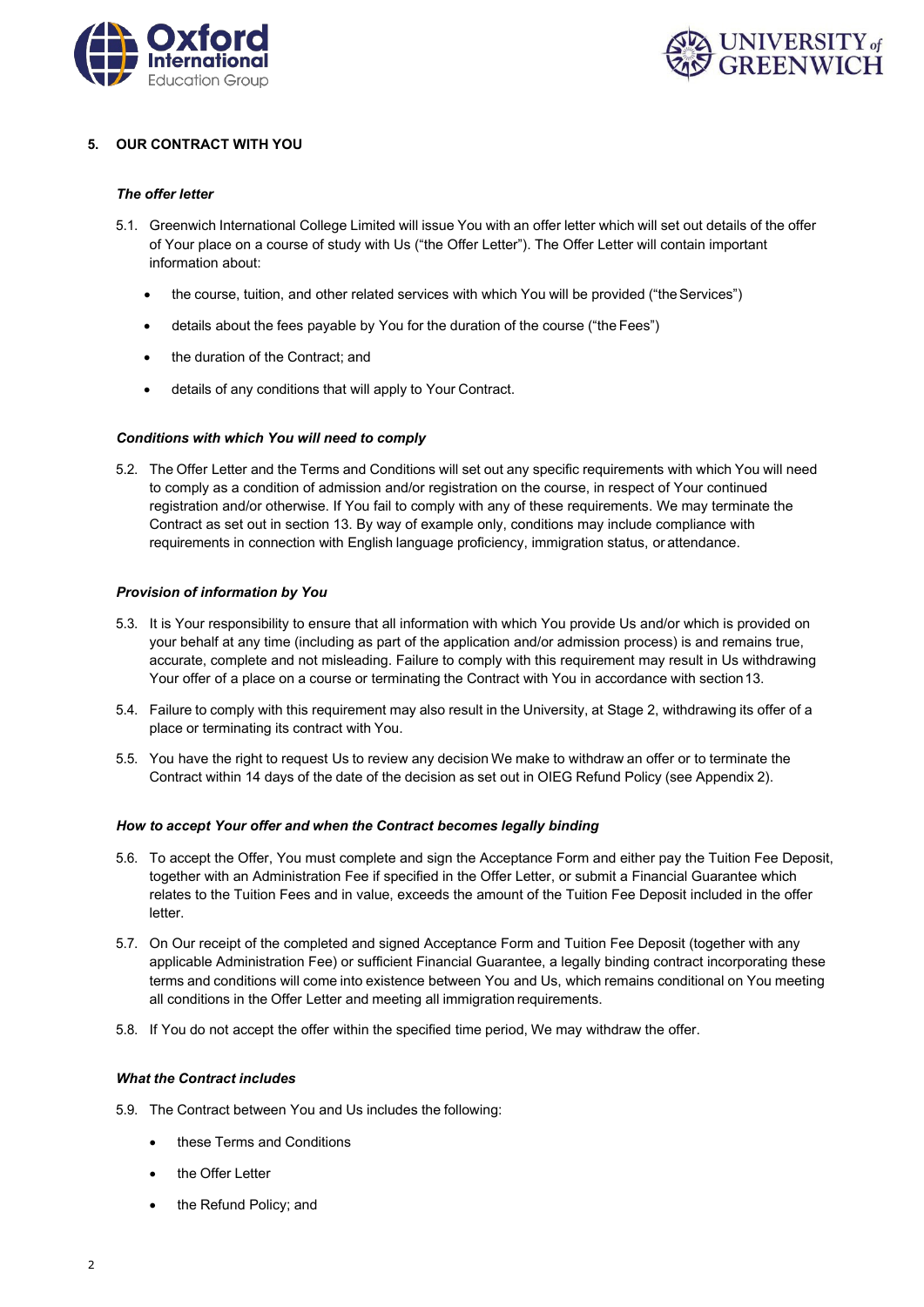## 5. OUR CONTRACT WITH YOU

*The offer letter*

5.1. Greenwich International College Limited will issue You with an offer letter which will set out details of the offer of Your place on a course of study with Us ("the Offer Letter"). The Offer Letter will contain important information about:

- the course, tuition, and other related services with which You will be provided ("the Services")
- details about the fees payable by You for the duration of the course ("the Fees")
- the duration of the Contract; and
- details of any conditions that will apply to Your Contract.

*Conditions with which You will need to comply*

5.2. The Offer Letter and the Terms and Conditions will set out any specific requirements with which You will need to comply as a condition of admission and/or registration on the course, in respect of Your continued registration and/or otherwise. If You fail to comply with any of these requirements. We may terminate the Contract as set out in section 13. By way of example only, conditions may include compliance with requirements in connection with English language proficiency, immigration status, or attendance.

*Provision of information by You*

5.3. It is Your responsibility to ensure that all information with which You provide Us and/or which is provided on your behalf at any time (including as part of the application and/or admission process) is and remains true, accurate, complete and not misleading. Failure to comply with this requirement may result in Us withdrawing Your offer of a place on a course or terminating the Contract with You in accordance with section 13.

5.4. Failure to comply with this requirement may also result in the University, at Stage 2, withdrawing its offer of a place or terminating its contract with You.

5.5. You have the right to request Us to review any decision We make to withdraw an offer or to terminate the Contract within 14 days of the date of the decision as set out in OIEG Refund Policy (see Appendix 2).

*How to accept Your offer and when the Contract becomes legally binding*

5.6. To accept the Offer, You must complete and sign the Acceptance Form and either pay the Tuition Fee Deposit, together with an Administration Fee if specified in the Offer Letter, or submit a Financial Guarantee which relates to the Tuition Fees and in value, exceeds the amount of the Tuition Fee Deposit included in the offer letter.

5.7. On Our receipt of the completed and signed Acceptance Form and Tuition Fee Deposit (together with any applicable Administration Fee) or sufficient Financial Guarantee, a legally binding contract incorporating these terms and conditions will come into existence between You and Us, which remains conditional on You meeting all conditions in the Offer Letter and meeting all immigration requirements.

5.8. If You do not accept the offer within the specified time period, We may withdraw the offer.

*What the Contract includes*

5.9. The Contract between You and Us includes the following:

- these Terms and Conditions
- the Offer Letter
- the Refund Policy; and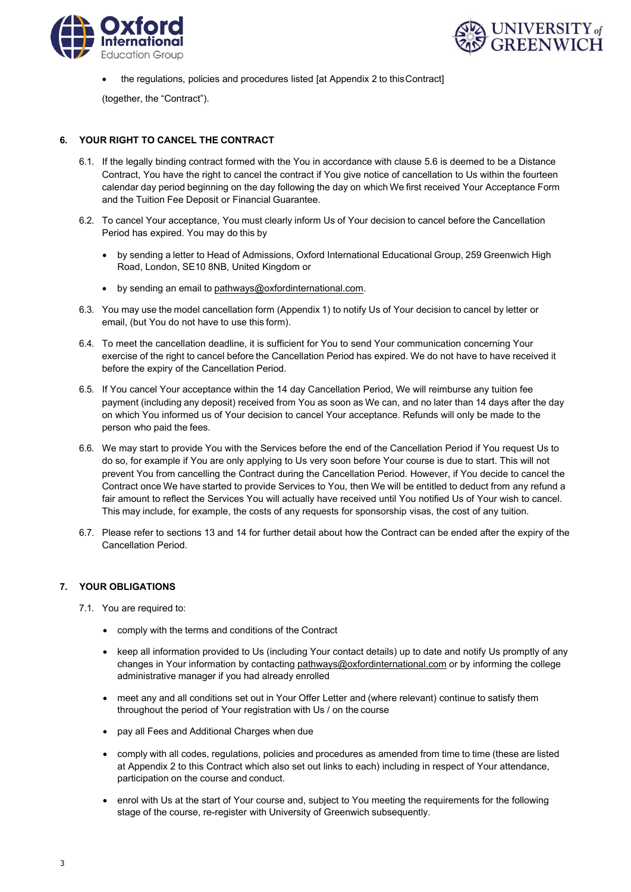- the regulations, policies and procedures listed [at Appendix 2 to this Contract]

(together, the "Contract").

## 6. YOUR RIGHT TO CANCEL THE CONTRACT

6.1. If the legally binding contract formed with the You in accordance with clause 5.6 is deemed to be a Distance Contract, You have the right to cancel the contract if You give notice of cancellation to Us within the fourteen calendar day period beginning on the day following the day on which We first received Your Acceptance Form and the Tuition Fee Deposit or Financial Guarantee.

6.2. To cancel Your acceptance, You must clearly inform Us of Your decision to cancel before the Cancellation Period has expired. You may do this by

- by sending a letter to Head of Admissions, Oxford International Educational Group, 259 Greenwich High Road, London, SE10 8NB, United Kingdom or
- by sending an email to pathways@oxfordinternational.com.

6.3. You may use the model cancellation form (Appendix 1) to notify Us of Your decision to cancel by letter or email, (but You do not have to use this form).

6.4. To meet the cancellation deadline, it is sufficient for You to send Your communication concerning Your exercise of the right to cancel before the Cancellation Period has expired. We do not have to have received it before the expiry of the Cancellation Period.

6.5. If You cancel Your acceptance within the 14 day Cancellation Period, We will reimburse any tuition fee payment (including any deposit) received from You as soon as We can, and no later than 14 days after the day on which You informed us of Your decision to cancel Your acceptance. Refunds will only be made to the person who paid the fees.

6.6. We may start to provide You with the Services before the end of the Cancellation Period if You request Us to do so, for example if You are only applying to Us very soon before Your course is due to start. This will not prevent You from cancelling the Contract during the Cancellation Period. However, if You decide to cancel the Contract once We have started to provide Services to You, then We will be entitled to deduct from any refund a fair amount to reflect the Services You will actually have received until You notified Us of Your wish to cancel. This may include, for example, the costs of any requests for sponsorship visas, the cost of any tuition.

6.7. Please refer to sections 13 and 14 for further detail about how the Contract can be ended after the expiry of the Cancellation Period.

## 7. YOUR OBLIGATIONS

7.1. You are required to:

- comply with the terms and conditions of the Contract
- keep all information provided to Us (including Your contact details) up to date and notify Us promptly of any changes in Your information by contacting pathways@oxfordinternational.com or by informing the college administrative manager if you had already enrolled
- meet any and all conditions set out in Your Offer Letter and (where relevant) continue to satisfy them throughout the period of Your registration with Us / on the course
- pay all Fees and Additional Charges when due
- comply with all codes, regulations, policies and procedures as amended from time to time (these are listed at Appendix 2 to this Contract which also set out links to each) including in respect of Your attendance, participation on the course and conduct.
- enrol with Us at the start of Your course and, subject to You meeting the requirements for the following stage of the course, re-register with University of Greenwich subsequently.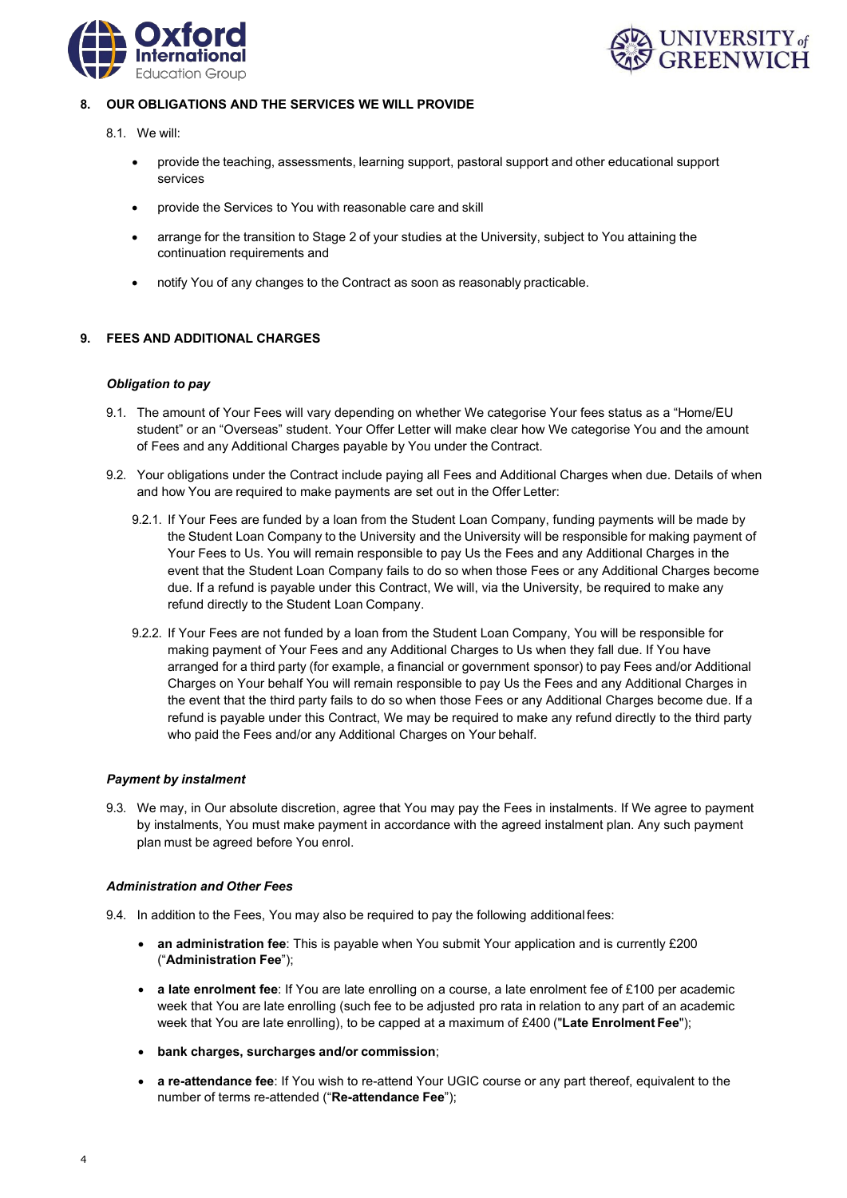## 8. OUR OBLIGATIONS AND THE SERVICES WE WILL PROVIDE

8.1. We will:

- provide the teaching, assessments, learning support, pastoral support and other educational support services
- provide the Services to You with reasonable care and skill
- arrange for the transition to Stage 2 of your studies at the University, subject to You attaining the continuation requirements and
- notify You of any changes to the Contract as soon as reasonably practicable.

## 9. FEES AND ADDITIONAL CHARGES

***Obligation to pay***

9.1. The amount of Your Fees will vary depending on whether We categorise Your fees status as a "Home/EU student" or an "Overseas" student. Your Offer Letter will make clear how We categorise You and the amount of Fees and any Additional Charges payable by You under the Contract.

9.2. Your obligations under the Contract include paying all Fees and Additional Charges when due. Details of when and how You are required to make payments are set out in the Offer Letter:

9.2.1. If Your Fees are funded by a loan from the Student Loan Company, funding payments will be made by the Student Loan Company to the University and the University will be responsible for making payment of Your Fees to Us. You will remain responsible to pay Us the Fees and any Additional Charges in the event that the Student Loan Company fails to do so when those Fees or any Additional Charges become due. If a refund is payable under this Contract, We will, via the University, be required to make any refund directly to the Student Loan Company.

9.2.2. If Your Fees are not funded by a loan from the Student Loan Company, You will be responsible for making payment of Your Fees and any Additional Charges to Us when they fall due. If You have arranged for a third party (for example, a financial or government sponsor) to pay Fees and/or Additional Charges on Your behalf You will remain responsible to pay Us the Fees and any Additional Charges in the event that the third party fails to do so when those Fees or any Additional Charges become due. If a refund is payable under this Contract, We may be required to make any refund directly to the third party who paid the Fees and/or any Additional Charges on Your behalf.

***Payment by instalment***

9.3. We may, in Our absolute discretion, agree that You may pay the Fees in instalments. If We agree to payment by instalments, You must make payment in accordance with the agreed instalment plan. Any such payment plan must be agreed before You enrol.

***Administration and Other Fees***

9.4. In addition to the Fees, You may also be required to pay the following additional fees:

- **an administration fee**: This is payable when You submit Your application and is currently £200 ("**Administration Fee**");
- **a late enrolment fee**: If You are late enrolling on a course, a late enrolment fee of £100 per academic week that You are late enrolling (such fee to be adjusted pro rata in relation to any part of an academic week that You are late enrolling), to be capped at a maximum of £400 ("**Late Enrolment Fee**");
- **bank charges, surcharges and/or commission**;
- **a re-attendance fee**: If You wish to re-attend Your UGIC course or any part thereof, equivalent to the number of terms re-attended ("**Re-attendance Fee**");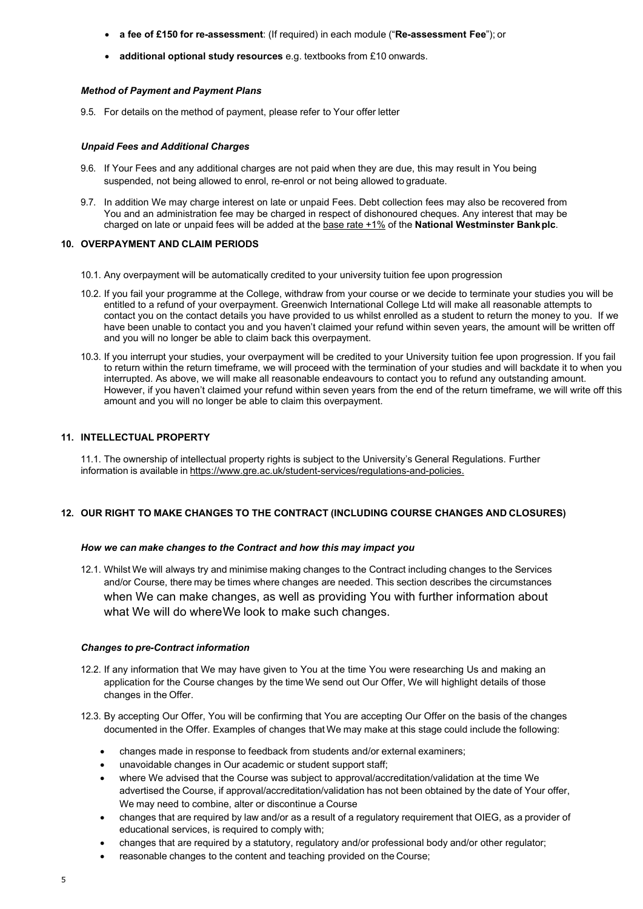- **a fee of £150 for re-assessment**: (If required) in each module ("**Re-assessment Fee**"); or
- **additional optional study resources** e.g. textbooks from £10 onwards.

***Method of Payment and Payment Plans***

9.5. For details on the method of payment, please refer to Your offer letter

***Unpaid Fees and Additional Charges***

9.6. If Your Fees and any additional charges are not paid when they are due, this may result in You being suspended, not being allowed to enrol, re-enrol or not being allowed to graduate.

9.7. In addition We may charge interest on late or unpaid Fees. Debt collection fees may also be recovered from You and an administration fee may be charged in respect of dishonoured cheques. Any interest that may be charged on late or unpaid fees will be added at the base rate +1% of the **National Westminster Bank plc**.

**10. OVERPAYMENT AND CLAIM PERIODS**

10.1. Any overpayment will be automatically credited to your university tuition fee upon progression

10.2. If you fail your programme at the College, withdraw from your course or we decide to terminate your studies you will be entitled to a refund of your overpayment. Greenwich International College Ltd will make all reasonable attempts to contact you on the contact details you have provided to us whilst enrolled as a student to return the money to you. If we have been unable to contact you and you haven't claimed your refund within seven years, the amount will be written off and you will no longer be able to claim back this overpayment.

10.3. If you interrupt your studies, your overpayment will be credited to your University tuition fee upon progression. If you fail to return within the return timeframe, we will proceed with the termination of your studies and will backdate it to when you interrupted. As above, we will make all reasonable endeavours to contact you to refund any outstanding amount. However, if you haven't claimed your refund within seven years from the end of the return timeframe, we will write off this amount and you will no longer be able to claim this overpayment.

**11. INTELLECTUAL PROPERTY**

11.1. The ownership of intellectual property rights is subject to the University's General Regulations. Further information is available in https://www.gre.ac.uk/student-services/regulations-and-policies.

**12. OUR RIGHT TO MAKE CHANGES TO THE CONTRACT (INCLUDING COURSE CHANGES AND CLOSURES)**

***How we can make changes to the Contract and how this may impact you***

12.1. Whilst We will always try and minimise making changes to the Contract including changes to the Services and/or Course, there may be times where changes are needed. This section describes the circumstances when We can make changes, as well as providing You with further information about what We will do where We look to make such changes.

***Changes to pre-Contract information***

12.2. If any information that We may have given to You at the time You were researching Us and making an application for the Course changes by the time We send out Our Offer, We will highlight details of those changes in the Offer.

12.3. By accepting Our Offer, You will be confirming that You are accepting Our Offer on the basis of the changes documented in the Offer. Examples of changes that We may make at this stage could include the following:

- changes made in response to feedback from students and/or external examiners;
- unavoidable changes in Our academic or student support staff;
- where We advised that the Course was subject to approval/accreditation/validation at the time We advertised the Course, if approval/accreditation/validation has not been obtained by the date of Your offer, We may need to combine, alter or discontinue a Course
- changes that are required by law and/or as a result of a regulatory requirement that OIEG, as a provider of educational services, is required to comply with;
- changes that are required by a statutory, regulatory and/or professional body and/or other regulator;
- reasonable changes to the content and teaching provided on the Course;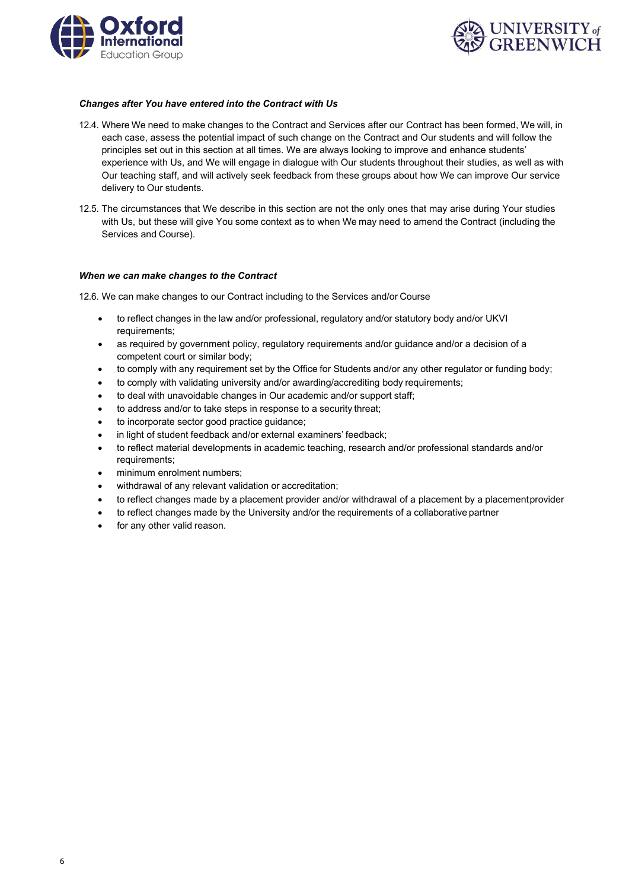***Changes after You have entered into the Contract with Us***

12.4. Where We need to make changes to the Contract and Services after our Contract has been formed, We will, in each case, assess the potential impact of such change on the Contract and Our students and will follow the principles set out in this section at all times. We are always looking to improve and enhance students' experience with Us, and We will engage in dialogue with Our students throughout their studies, as well as with Our teaching staff, and will actively seek feedback from these groups about how We can improve Our service delivery to Our students.

12.5. The circumstances that We describe in this section are not the only ones that may arise during Your studies with Us, but these will give You some context as to when We may need to amend the Contract (including the Services and Course).

***When we can make changes to the Contract***

12.6. We can make changes to our Contract including to the Services and/or Course

- to reflect changes in the law and/or professional, regulatory and/or statutory body and/or UKVI requirements;
- as required by government policy, regulatory requirements and/or guidance and/or a decision of a competent court or similar body;
- to comply with any requirement set by the Office for Students and/or any other regulator or funding body;
- to comply with validating university and/or awarding/accrediting body requirements;
- to deal with unavoidable changes in Our academic and/or support staff;
- to address and/or to take steps in response to a security threat;
- to incorporate sector good practice guidance;
- in light of student feedback and/or external examiners' feedback;
- to reflect material developments in academic teaching, research and/or professional standards and/or requirements;
- minimum enrolment numbers;
- withdrawal of any relevant validation or accreditation;
- to reflect changes made by a placement provider and/or withdrawal of a placement by a placement provider
- to reflect changes made by the University and/or the requirements of a collaborative partner
- for any other valid reason.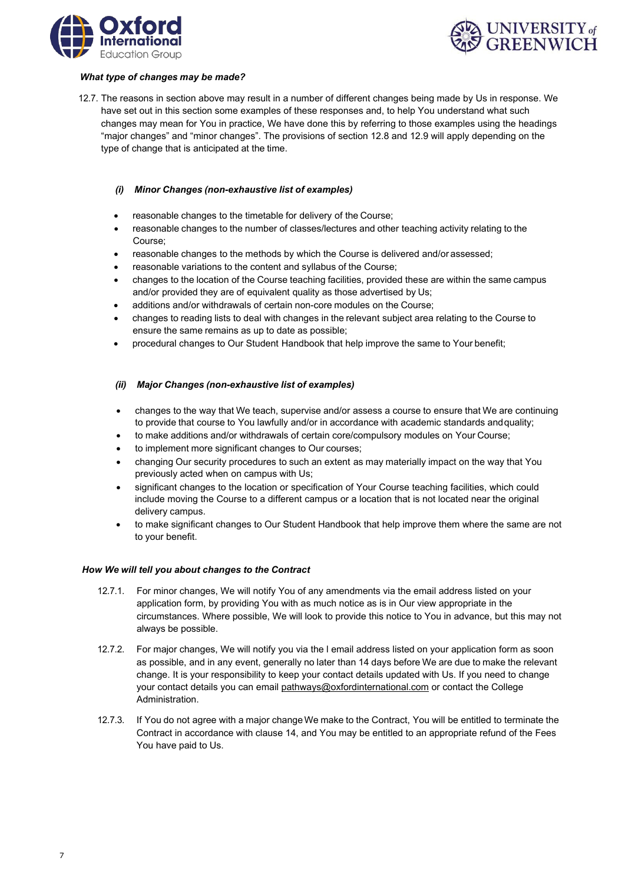***What type of changes may be made?***

12.7. The reasons in section above may result in a number of different changes being made by Us in response. We have set out in this section some examples of these responses and, to help You understand what such changes may mean for You in practice, We have done this by referring to those examples using the headings "major changes" and "minor changes". The provisions of section 12.8 and 12.9 will apply depending on the type of change that is anticipated at the time.

***(i) Minor Changes (non-exhaustive list of examples)***

- reasonable changes to the timetable for delivery of the Course;
- reasonable changes to the number of classes/lectures and other teaching activity relating to the Course;
- reasonable changes to the methods by which the Course is delivered and/or assessed;
- reasonable variations to the content and syllabus of the Course;
- changes to the location of the Course teaching facilities, provided these are within the same campus and/or provided they are of equivalent quality as those advertised by Us;
- additions and/or withdrawals of certain non-core modules on the Course;
- changes to reading lists to deal with changes in the relevant subject area relating to the Course to ensure the same remains as up to date as possible;
- procedural changes to Our Student Handbook that help improve the same to Your benefit;

***(ii) Major Changes (non-exhaustive list of examples)***

- changes to the way that We teach, supervise and/or assess a course to ensure that We are continuing to provide that course to You lawfully and/or in accordance with academic standards and quality;
- to make additions and/or withdrawals of certain core/compulsory modules on Your Course;
- to implement more significant changes to Our courses;
- changing Our security procedures to such an extent as may materially impact on the way that You previously acted when on campus with Us;
- significant changes to the location or specification of Your Course teaching facilities, which could include moving the Course to a different campus or a location that is not located near the original delivery campus.
- to make significant changes to Our Student Handbook that help improve them where the same are not to your benefit.

***How We will tell you about changes to the Contract***

12.7.1. For minor changes, We will notify You of any amendments via the email address listed on your application form, by providing You with as much notice as is in Our view appropriate in the circumstances. Where possible, We will look to provide this notice to You in advance, but this may not always be possible.

12.7.2. For major changes, We will notify you via the l email address listed on your application form as soon as possible, and in any event, generally no later than 14 days before We are due to make the relevant change. It is your responsibility to keep your contact details updated with Us. If you need to change your contact details you can email pathways@oxfordinternational.com or contact the College Administration.

12.7.3. If You do not agree with a major change We make to the Contract, You will be entitled to terminate the Contract in accordance with clause 14, and You may be entitled to an appropriate refund of the Fees You have paid to Us.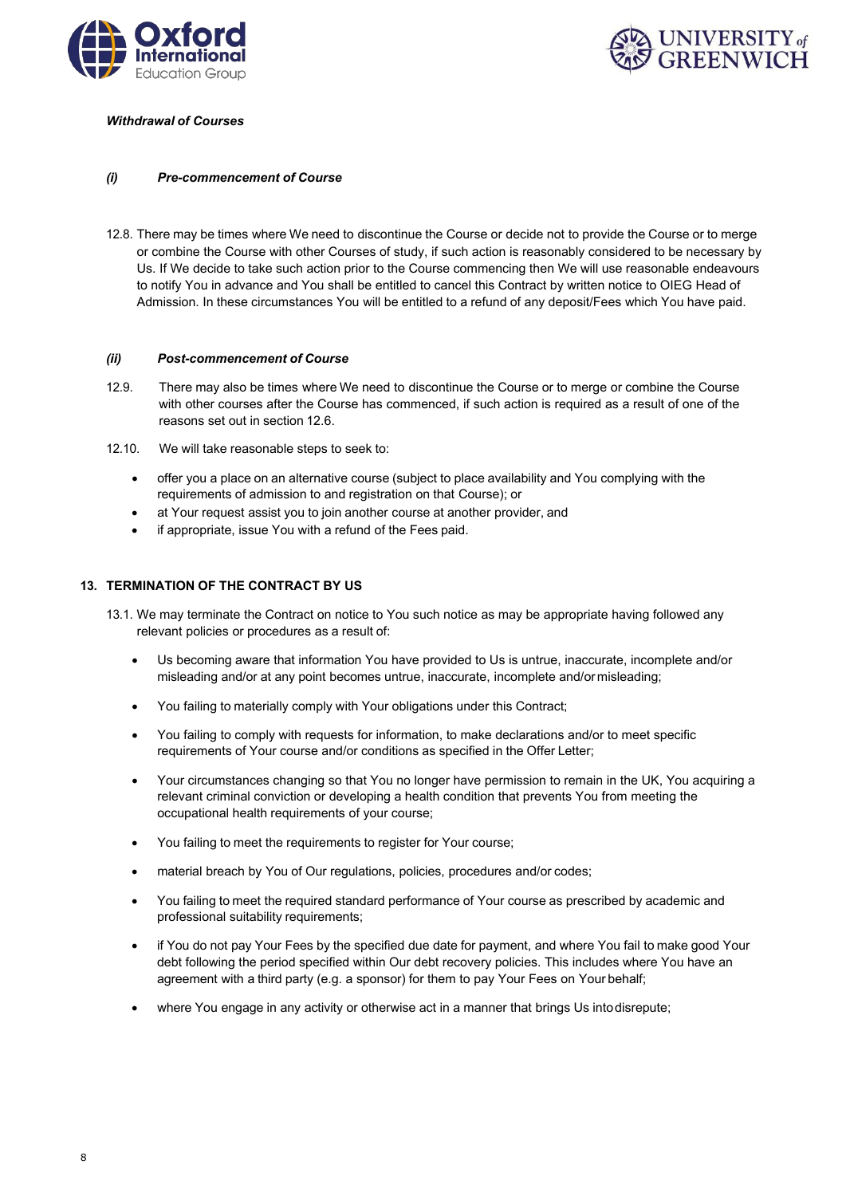***Withdrawal of Courses***

***(i) Pre-commencement of Course***

12.8. There may be times where We need to discontinue the Course or decide not to provide the Course or to merge or combine the Course with other Courses of study, if such action is reasonably considered to be necessary by Us. If We decide to take such action prior to the Course commencing then We will use reasonable endeavours to notify You in advance and You shall be entitled to cancel this Contract by written notice to OIEG Head of Admission. In these circumstances You will be entitled to a refund of any deposit/Fees which You have paid.

***(ii) Post-commencement of Course***

12.9. There may also be times where We need to discontinue the Course or to merge or combine the Course with other courses after the Course has commenced, if such action is required as a result of one of the reasons set out in section 12.6.

12.10. We will take reasonable steps to seek to:

- offer you a place on an alternative course (subject to place availability and You complying with the requirements of admission to and registration on that Course); or
- at Your request assist you to join another course at another provider, and
- if appropriate, issue You with a refund of the Fees paid.

## 13. TERMINATION OF THE CONTRACT BY US

13.1. We may terminate the Contract on notice to You such notice as may be appropriate having followed any relevant policies or procedures as a result of:

- Us becoming aware that information You have provided to Us is untrue, inaccurate, incomplete and/or misleading and/or at any point becomes untrue, inaccurate, incomplete and/or misleading;
- You failing to materially comply with Your obligations under this Contract;
- You failing to comply with requests for information, to make declarations and/or to meet specific requirements of Your course and/or conditions as specified in the Offer Letter;
- Your circumstances changing so that You no longer have permission to remain in the UK, You acquiring a relevant criminal conviction or developing a health condition that prevents You from meeting the occupational health requirements of your course;
- You failing to meet the requirements to register for Your course;
- material breach by You of Our regulations, policies, procedures and/or codes;
- You failing to meet the required standard performance of Your course as prescribed by academic and professional suitability requirements;
- if You do not pay Your Fees by the specified due date for payment, and where You fail to make good Your debt following the period specified within Our debt recovery policies. This includes where You have an agreement with a third party (e.g. a sponsor) for them to pay Your Fees on Your behalf;
- where You engage in any activity or otherwise act in a manner that brings Us into disrepute;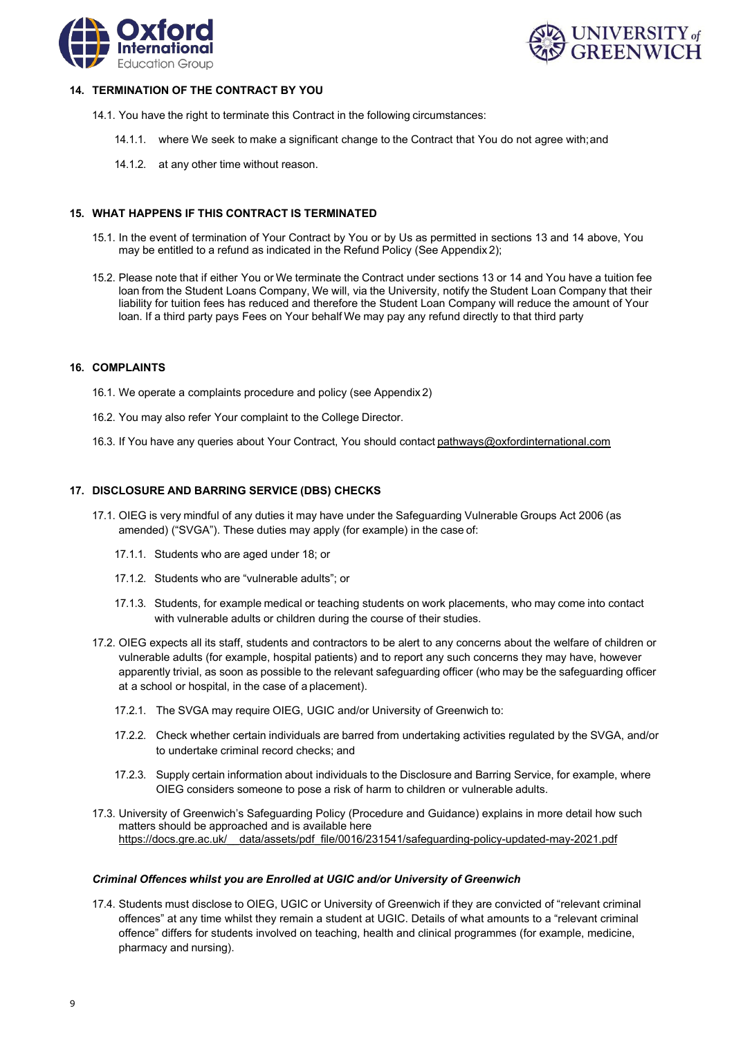## 14. TERMINATION OF THE CONTRACT BY YOU

14.1. You have the right to terminate this Contract in the following circumstances:

14.1.1. where We seek to make a significant change to the Contract that You do not agree with; and

14.1.2. at any other time without reason.

## 15. WHAT HAPPENS IF THIS CONTRACT IS TERMINATED

15.1. In the event of termination of Your Contract by You or by Us as permitted in sections 13 and 14 above, You may be entitled to a refund as indicated in the Refund Policy (See Appendix 2);

15.2. Please note that if either You or We terminate the Contract under sections 13 or 14 and You have a tuition fee loan from the Student Loans Company, We will, via the University, notify the Student Loan Company that their liability for tuition fees has reduced and therefore the Student Loan Company will reduce the amount of Your loan. If a third party pays Fees on Your behalf We may pay any refund directly to that third party

## 16. COMPLAINTS

16.1. We operate a complaints procedure and policy (see Appendix 2)

16.2. You may also refer Your complaint to the College Director.

16.3. If You have any queries about Your Contract, You should contact pathways@oxfordinternational.com

## 17. DISCLOSURE AND BARRING SERVICE (DBS) CHECKS

17.1. OIEG is very mindful of any duties it may have under the Safeguarding Vulnerable Groups Act 2006 (as amended) ("SVGA"). These duties may apply (for example) in the case of:

17.1.1. Students who are aged under 18; or

17.1.2. Students who are "vulnerable adults"; or

17.1.3. Students, for example medical or teaching students on work placements, who may come into contact with vulnerable adults or children during the course of their studies.

17.2. OIEG expects all its staff, students and contractors to be alert to any concerns about the welfare of children or vulnerable adults (for example, hospital patients) and to report any such concerns they may have, however apparently trivial, as soon as possible to the relevant safeguarding officer (who may be the safeguarding officer at a school or hospital, in the case of a placement).

17.2.1. The SVGA may require OIEG, UGIC and/or University of Greenwich to:

17.2.2. Check whether certain individuals are barred from undertaking activities regulated by the SVGA, and/or to undertake criminal record checks; and

17.2.3. Supply certain information about individuals to the Disclosure and Barring Service, for example, where OIEG considers someone to pose a risk of harm to children or vulnerable adults.

17.3. University of Greenwich's Safeguarding Policy (Procedure and Guidance) explains in more detail how such matters should be approached and is available here https://docs.gre.ac.uk/__data/assets/pdf_file/0016/231541/safeguarding-policy-updated-may-2021.pdf

### *Criminal Offences whilst you are Enrolled at UGIC and/or University of Greenwich*

17.4. Students must disclose to OIEG, UGIC or University of Greenwich if they are convicted of "relevant criminal offences" at any time whilst they remain a student at UGIC. Details of what amounts to a "relevant criminal offence" differs for students involved on teaching, health and clinical programmes (for example, medicine, pharmacy and nursing).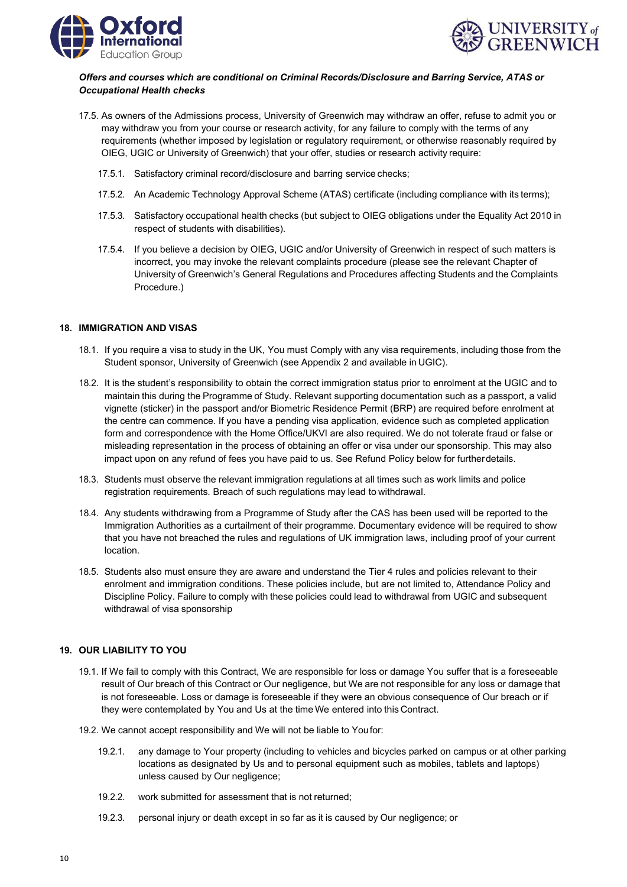***Offers and courses which are conditional on Criminal Records/Disclosure and Barring Service, ATAS or Occupational Health checks***

17.5. As owners of the Admissions process, University of Greenwich may withdraw an offer, refuse to admit you or may withdraw you from your course or research activity, for any failure to comply with the terms of any requirements (whether imposed by legislation or regulatory requirement, or otherwise reasonably required by OIEG, UGIC or University of Greenwich) that your offer, studies or research activity require:

17.5.1. Satisfactory criminal record/disclosure and barring service checks;

17.5.2. An Academic Technology Approval Scheme (ATAS) certificate (including compliance with its terms);

17.5.3. Satisfactory occupational health checks (but subject to OIEG obligations under the Equality Act 2010 in respect of students with disabilities).

17.5.4. If you believe a decision by OIEG, UGIC and/or University of Greenwich in respect of such matters is incorrect, you may invoke the relevant complaints procedure (please see the relevant Chapter of University of Greenwich's General Regulations and Procedures affecting Students and the Complaints Procedure.)

## 18. IMMIGRATION AND VISAS

18.1. If you require a visa to study in the UK, You must Comply with any visa requirements, including those from the Student sponsor, University of Greenwich (see Appendix 2 and available in UGIC).

18.2. It is the student's responsibility to obtain the correct immigration status prior to enrolment at the UGIC and to maintain this during the Programme of Study. Relevant supporting documentation such as a passport, a valid vignette (sticker) in the passport and/or Biometric Residence Permit (BRP) are required before enrolment at the centre can commence. If you have a pending visa application, evidence such as completed application form and correspondence with the Home Office/UKVI are also required. We do not tolerate fraud or false or misleading representation in the process of obtaining an offer or visa under our sponsorship. This may also impact upon on any refund of fees you have paid to us. See Refund Policy below for further details.

18.3. Students must observe the relevant immigration regulations at all times such as work limits and police registration requirements. Breach of such regulations may lead to withdrawal.

18.4. Any students withdrawing from a Programme of Study after the CAS has been used will be reported to the Immigration Authorities as a curtailment of their programme. Documentary evidence will be required to show that you have not breached the rules and regulations of UK immigration laws, including proof of your current location.

18.5. Students also must ensure they are aware and understand the Tier 4 rules and policies relevant to their enrolment and immigration conditions. These policies include, but are not limited to, Attendance Policy and Discipline Policy. Failure to comply with these policies could lead to withdrawal from UGIC and subsequent withdrawal of visa sponsorship

## 19. OUR LIABILITY TO YOU

19.1. If We fail to comply with this Contract, We are responsible for loss or damage You suffer that is a foreseeable result of Our breach of this Contract or Our negligence, but We are not responsible for any loss or damage that is not foreseeable. Loss or damage is foreseeable if they were an obvious consequence of Our breach or if they were contemplated by You and Us at the time We entered into this Contract.

19.2. We cannot accept responsibility and We will not be liable to You for:

19.2.1. any damage to Your property (including to vehicles and bicycles parked on campus or at other parking locations as designated by Us and to personal equipment such as mobiles, tablets and laptops) unless caused by Our negligence;

19.2.2. work submitted for assessment that is not returned;

19.2.3. personal injury or death except in so far as it is caused by Our negligence; or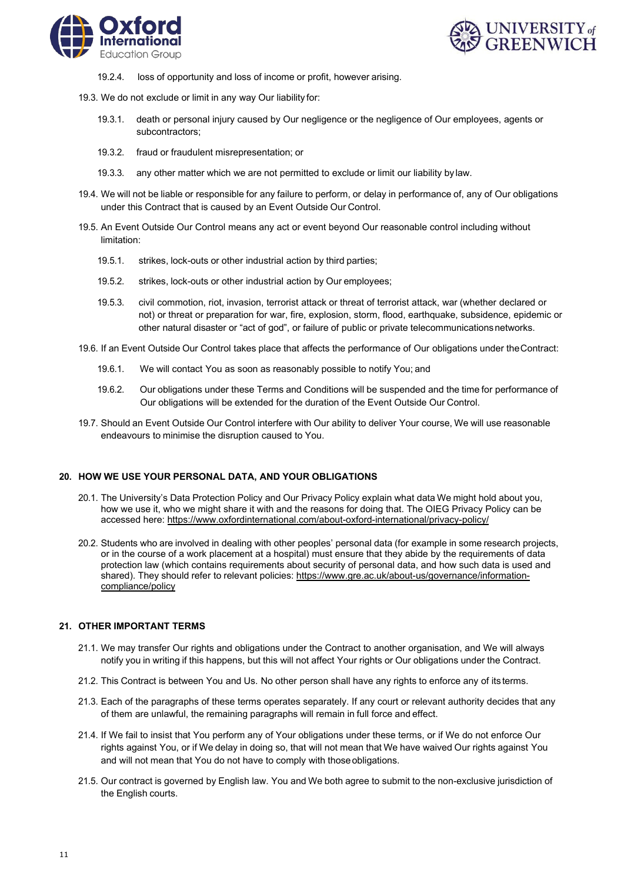19.2.4. loss of opportunity and loss of income or profit, however arising.

19.3. We do not exclude or limit in any way Our liability for:

19.3.1. death or personal injury caused by Our negligence or the negligence of Our employees, agents or subcontractors;

19.3.2. fraud or fraudulent misrepresentation; or

19.3.3. any other matter which we are not permitted to exclude or limit our liability by law.

19.4. We will not be liable or responsible for any failure to perform, or delay in performance of, any of Our obligations under this Contract that is caused by an Event Outside Our Control.

19.5. An Event Outside Our Control means any act or event beyond Our reasonable control including without limitation:

19.5.1. strikes, lock-outs or other industrial action by third parties;

19.5.2. strikes, lock-outs or other industrial action by Our employees;

19.5.3. civil commotion, riot, invasion, terrorist attack or threat of terrorist attack, war (whether declared or not) or threat or preparation for war, fire, explosion, storm, flood, earthquake, subsidence, epidemic or other natural disaster or "act of god", or failure of public or private telecommunications networks.

19.6. If an Event Outside Our Control takes place that affects the performance of Our obligations under the Contract:

19.6.1. We will contact You as soon as reasonably possible to notify You; and

19.6.2. Our obligations under these Terms and Conditions will be suspended and the time for performance of Our obligations will be extended for the duration of the Event Outside Our Control.

19.7. Should an Event Outside Our Control interfere with Our ability to deliver Your course, We will use reasonable endeavours to minimise the disruption caused to You.

## 20. HOW WE USE YOUR PERSONAL DATA, AND YOUR OBLIGATIONS

20.1. The University's Data Protection Policy and Our Privacy Policy explain what data We might hold about you, how we use it, who we might share it with and the reasons for doing that. The OIEG Privacy Policy can be accessed here: https://www.oxfordinternational.com/about-oxford-international/privacy-policy/

20.2. Students who are involved in dealing with other peoples' personal data (for example in some research projects, or in the course of a work placement at a hospital) must ensure that they abide by the requirements of data protection law (which contains requirements about security of personal data, and how such data is used and shared). They should refer to relevant policies: https://www.gre.ac.uk/about-us/governance/information-compliance/policy

## 21. OTHER IMPORTANT TERMS

21.1. We may transfer Our rights and obligations under the Contract to another organisation, and We will always notify you in writing if this happens, but this will not affect Your rights or Our obligations under the Contract.

21.2. This Contract is between You and Us. No other person shall have any rights to enforce any of its terms.

21.3. Each of the paragraphs of these terms operates separately. If any court or relevant authority decides that any of them are unlawful, the remaining paragraphs will remain in full force and effect.

21.4. If We fail to insist that You perform any of Your obligations under these terms, or if We do not enforce Our rights against You, or if We delay in doing so, that will not mean that We have waived Our rights against You and will not mean that You do not have to comply with those obligations.

21.5. Our contract is governed by English law. You and We both agree to submit to the non-exclusive jurisdiction of the English courts.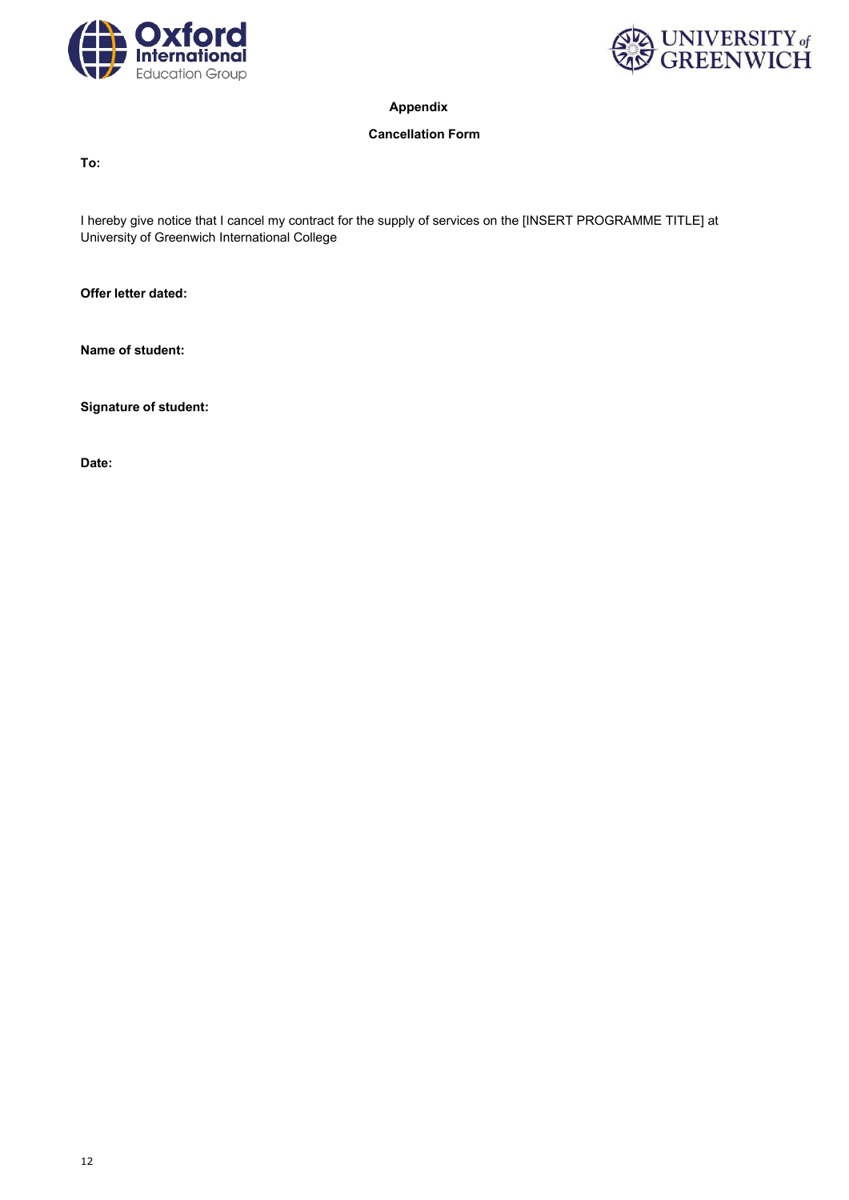## Appendix

## Cancellation Form

**To:**

I hereby give notice that I cancel my contract for the supply of services on the [INSERT PROGRAMME TITLE] at University of Greenwich International College

**Offer letter dated:**

**Name of student:**

**Signature of student:**

**Date:**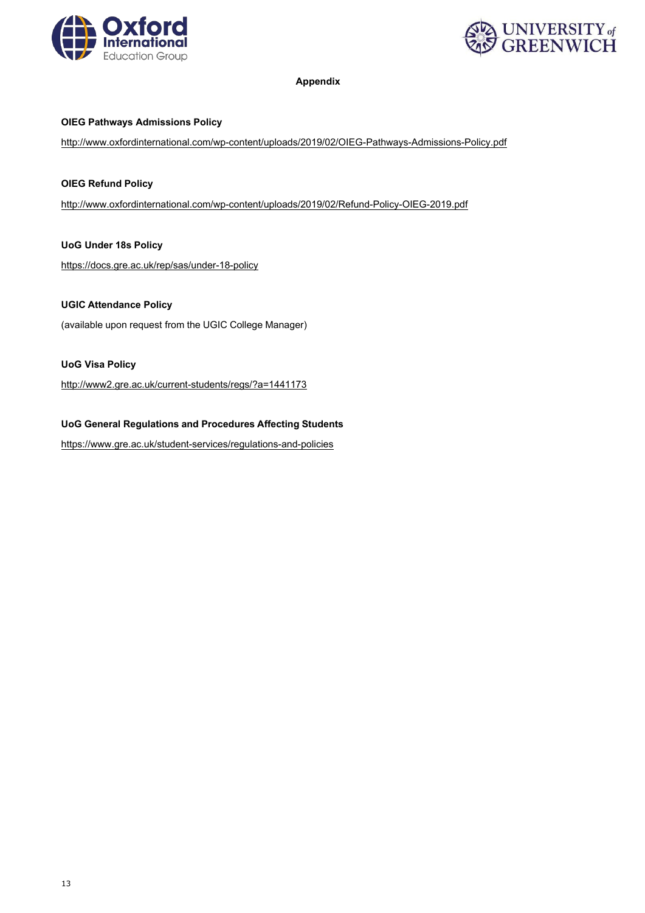# Appendix

**OIEG Pathways Admissions Policy**

http://www.oxfordinternational.com/wp-content/uploads/2019/02/OIEG-Pathways-Admissions-Policy.pdf

**OIEG Refund Policy**

http://www.oxfordinternational.com/wp-content/uploads/2019/02/Refund-Policy-OIEG-2019.pdf

**UoG Under 18s Policy**

https://docs.gre.ac.uk/rep/sas/under-18-policy

**UGIC Attendance Policy**

(available upon request from the UGIC College Manager)

**UoG Visa Policy**

http://www2.gre.ac.uk/current-students/regs/?a=1441173

**UoG General Regulations and Procedures Affecting Students**

https://www.gre.ac.uk/student-services/regulations-and-policies